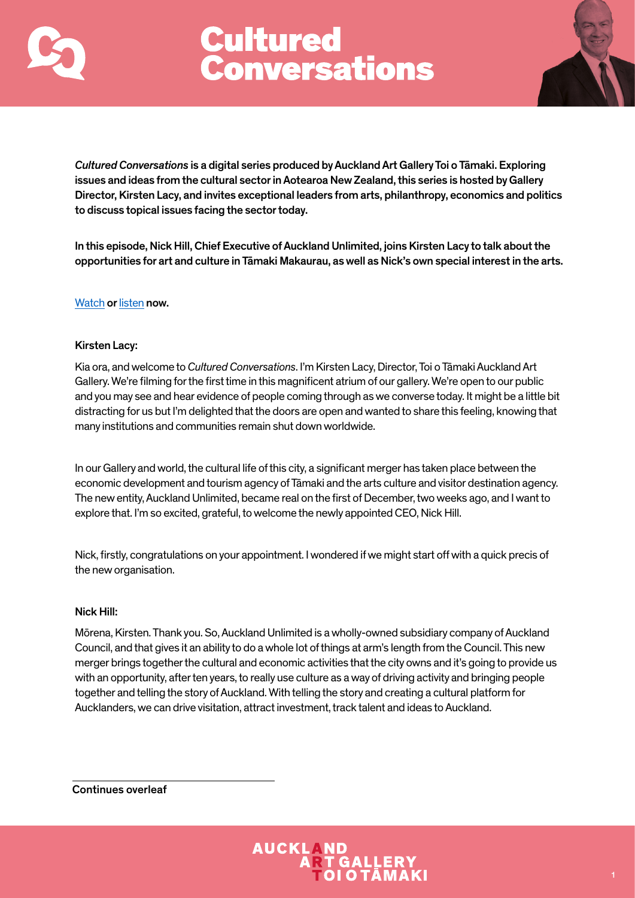# Cultured Conversations

**_Cultured Conversations_ is a digital series produced by Auckland Art Gallery Toi o Tāmaki. Exploring issues and ideas from the cultural sector in Aotearoa New Zealand, this series is hosted by Gallery Director, Kirsten Lacy, and invites exceptional leaders from arts, philanthropy, economics and politics to discuss topical issues facing the sector today.**

**In this episode, Nick Hill, Chief Executive of Auckland Unlimited, joins Kirsten Lacy to talk about the opportunities for art and culture in Tāmaki Makaurau, as well as Nick's own special interest in the arts.**

Watch or listen **now.**

**Kirsten Lacy:**

Kia ora, and welcome to _Cultured Conversations_. I'm Kirsten Lacy, Director, Toi o Tāmaki Auckland Art Gallery. We're filming for the first time in this magnificent atrium of our gallery. We're open to our public and you may see and hear evidence of people coming through as we converse today. It might be a little bit distracting for us but I'm delighted that the doors are open and wanted to share this feeling, knowing that many institutions and communities remain shut down worldwide.

In our Gallery and world, the cultural life of this city, a significant merger has taken place between the economic development and tourism agency of Tāmaki and the arts culture and visitor destination agency. The new entity, Auckland Unlimited, became real on the first of December, two weeks ago, and I want to explore that. I'm so excited, grateful, to welcome the newly appointed CEO, Nick Hill.

Nick, firstly, congratulations on your appointment. I wondered if we might start off with a quick precis of the new organisation.

**Nick Hill:**

Mōrena, Kirsten. Thank you. So, Auckland Unlimited is a wholly-owned subsidiary company of Auckland Council, and that gives it an ability to do a whole lot of things at arm's length from the Council. This new merger brings together the cultural and economic activities that the city owns and it's going to provide us with an opportunity, after ten years, to really use culture as a way of driving activity and bringing people together and telling the story of Auckland. With telling the story and creating a cultural platform for Aucklanders, we can drive visitation, attract investment, track talent and ideas to Auckland.

Continues overleaf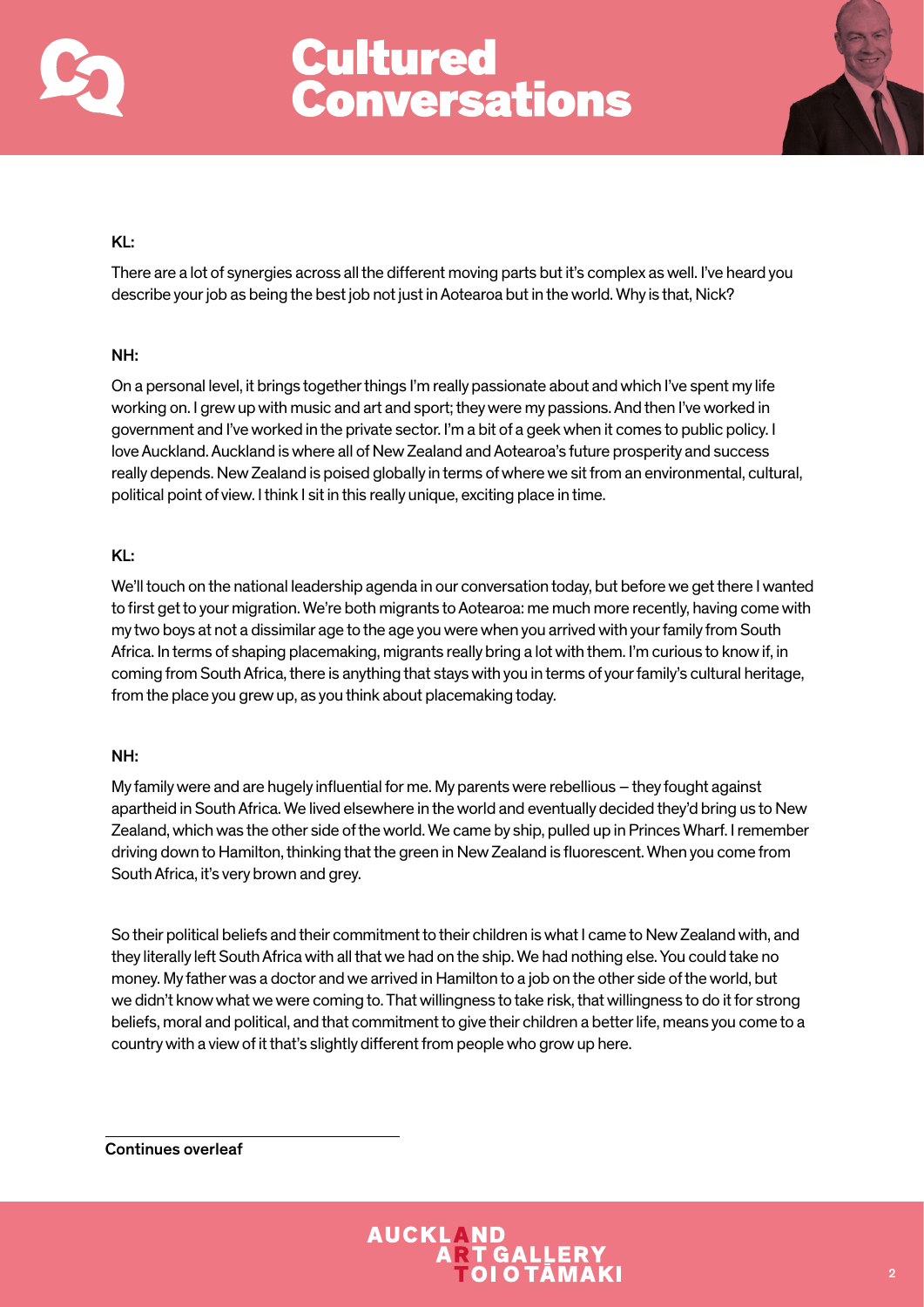**KL:**

There are a lot of synergies across all the different moving parts but it's complex as well. I've heard you describe your job as being the best job not just in Aotearoa but in the world. Why is that, Nick?

**NH:**

On a personal level, it brings together things I'm really passionate about and which I've spent my life working on. I grew up with music and art and sport; they were my passions. And then I've worked in government and I've worked in the private sector. I'm a bit of a geek when it comes to public policy. I love Auckland. Auckland is where all of New Zealand and Aotearoa's future prosperity and success really depends. New Zealand is poised globally in terms of where we sit from an environmental, cultural, political point of view. I think I sit in this really unique, exciting place in time.

**KL:**

We'll touch on the national leadership agenda in our conversation today, but before we get there I wanted to first get to your migration. We're both migrants to Aotearoa: me much more recently, having come with my two boys at not a dissimilar age to the age you were when you arrived with your family from South Africa. In terms of shaping placemaking, migrants really bring a lot with them. I'm curious to know if, in coming from South Africa, there is anything that stays with you in terms of your family's cultural heritage, from the place you grew up, as you think about placemaking today.

**NH:**

My family were and are hugely influential for me. My parents were rebellious – they fought against apartheid in South Africa. We lived elsewhere in the world and eventually decided they'd bring us to New Zealand, which was the other side of the world. We came by ship, pulled up in Princes Wharf. I remember driving down to Hamilton, thinking that the green in New Zealand is fluorescent. When you come from South Africa, it's very brown and grey.

So their political beliefs and their commitment to their children is what I came to New Zealand with, and they literally left South Africa with all that we had on the ship. We had nothing else. You could take no money. My father was a doctor and we arrived in Hamilton to a job on the other side of the world, but we didn't know what we were coming to. That willingness to take risk, that willingness to do it for strong beliefs, moral and political, and that commitment to give their children a better life, means you come to a country with a view of it that's slightly different from people who grow up here.

Continues overleaf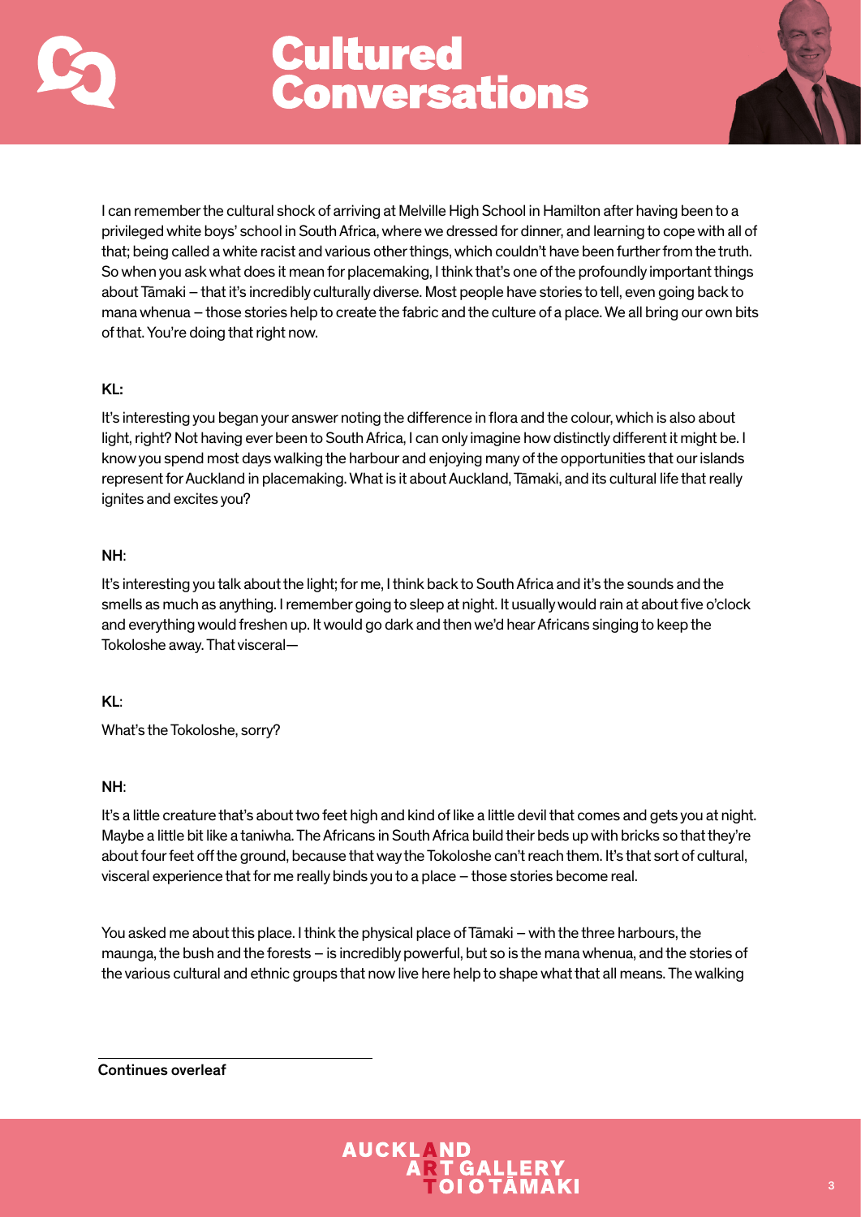I can remember the cultural shock of arriving at Melville High School in Hamilton after having been to a privileged white boys' school in South Africa, where we dressed for dinner, and learning to cope with all of that; being called a white racist and various other things, which couldn't have been further from the truth. So when you ask what does it mean for placemaking, I think that's one of the profoundly important things about Tāmaki – that it's incredibly culturally diverse. Most people have stories to tell, even going back to mana whenua – those stories help to create the fabric and the culture of a place. We all bring our own bits of that. You're doing that right now.

**KL:**

It's interesting you began your answer noting the difference in flora and the colour, which is also about light, right? Not having ever been to South Africa, I can only imagine how distinctly different it might be. I know you spend most days walking the harbour and enjoying many of the opportunities that our islands represent for Auckland in placemaking. What is it about Auckland, Tāmaki, and its cultural life that really ignites and excites you?

**NH**:

It's interesting you talk about the light; for me, I think back to South Africa and it's the sounds and the smells as much as anything. I remember going to sleep at night. It usually would rain at about five o'clock and everything would freshen up. It would go dark and then we'd hear Africans singing to keep the Tokoloshe away. That visceral—

**KL**:

What's the Tokoloshe, sorry?

**NH**:

It's a little creature that's about two feet high and kind of like a little devil that comes and gets you at night. Maybe a little bit like a taniwha. The Africans in South Africa build their beds up with bricks so that they're about four feet off the ground, because that way the Tokoloshe can't reach them. It's that sort of cultural, visceral experience that for me really binds you to a place – those stories become real.

You asked me about this place. I think the physical place of Tāmaki – with the three harbours, the maunga, the bush and the forests – is incredibly powerful, but so is the mana whenua, and the stories of the various cultural and ethnic groups that now live here help to shape what that all means. The walking

Continues overleaf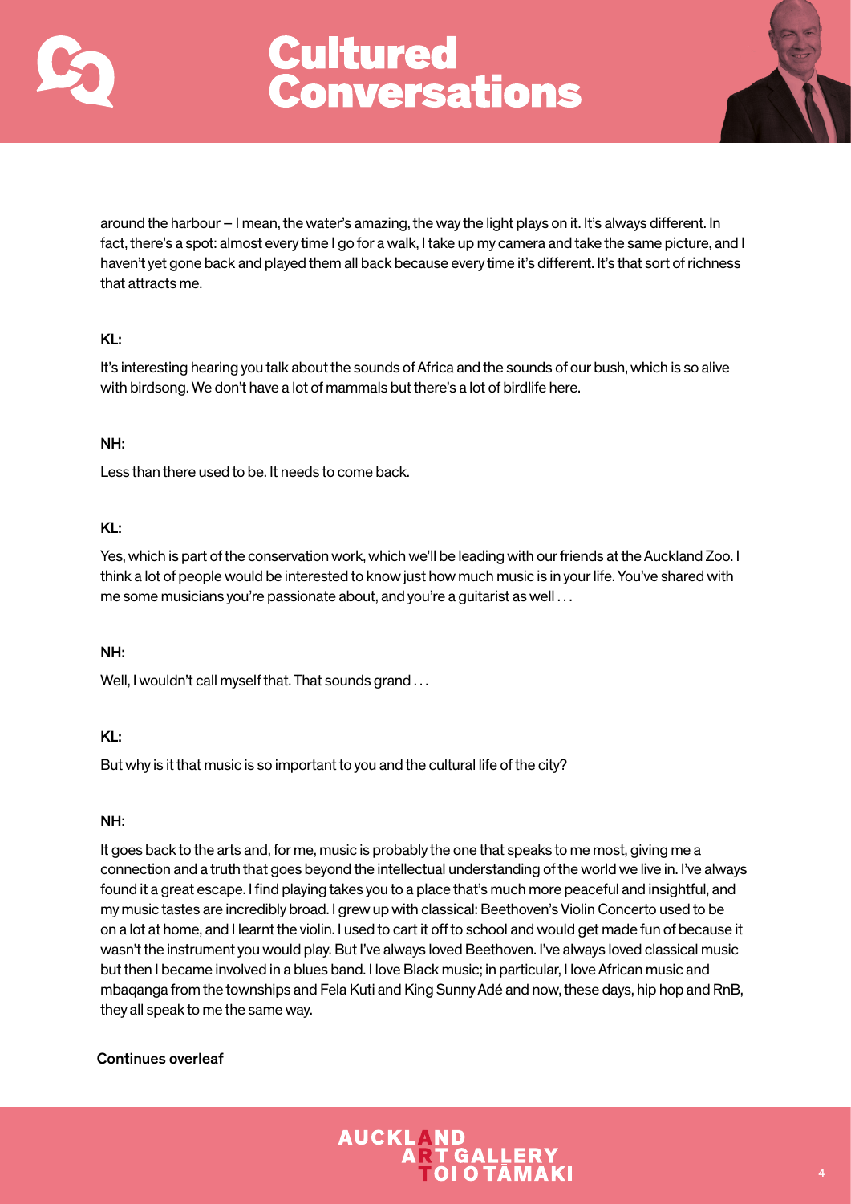around the harbour – I mean, the water's amazing, the way the light plays on it. It's always different. In fact, there's a spot: almost every time I go for a walk, I take up my camera and take the same picture, and I haven't yet gone back and played them all back because every time it's different. It's that sort of richness that attracts me.

**KL:**

It's interesting hearing you talk about the sounds of Africa and the sounds of our bush, which is so alive with birdsong. We don't have a lot of mammals but there's a lot of birdlife here.

**NH:**

Less than there used to be. It needs to come back.

**KL:**

Yes, which is part of the conservation work, which we'll be leading with our friends at the Auckland Zoo. I think a lot of people would be interested to know just how much music is in your life. You've shared with me some musicians you're passionate about, and you're a guitarist as well . . .

**NH:**

Well, I wouldn't call myself that. That sounds grand . . .

**KL:**

But why is it that music is so important to you and the cultural life of the city?

**NH:**

It goes back to the arts and, for me, music is probably the one that speaks to me most, giving me a connection and a truth that goes beyond the intellectual understanding of the world we live in. I've always found it a great escape. I find playing takes you to a place that's much more peaceful and insightful, and my music tastes are incredibly broad. I grew up with classical: Beethoven's Violin Concerto used to be on a lot at home, and I learnt the violin. I used to cart it off to school and would get made fun of because it wasn't the instrument you would play. But I've always loved Beethoven. I've always loved classical music but then I became involved in a blues band. I love Black music; in particular, I love African music and mbaqanga from the townships and Fela Kuti and King Sunny Adé and now, these days, hip hop and RnB, they all speak to me the same way.

Continues overleaf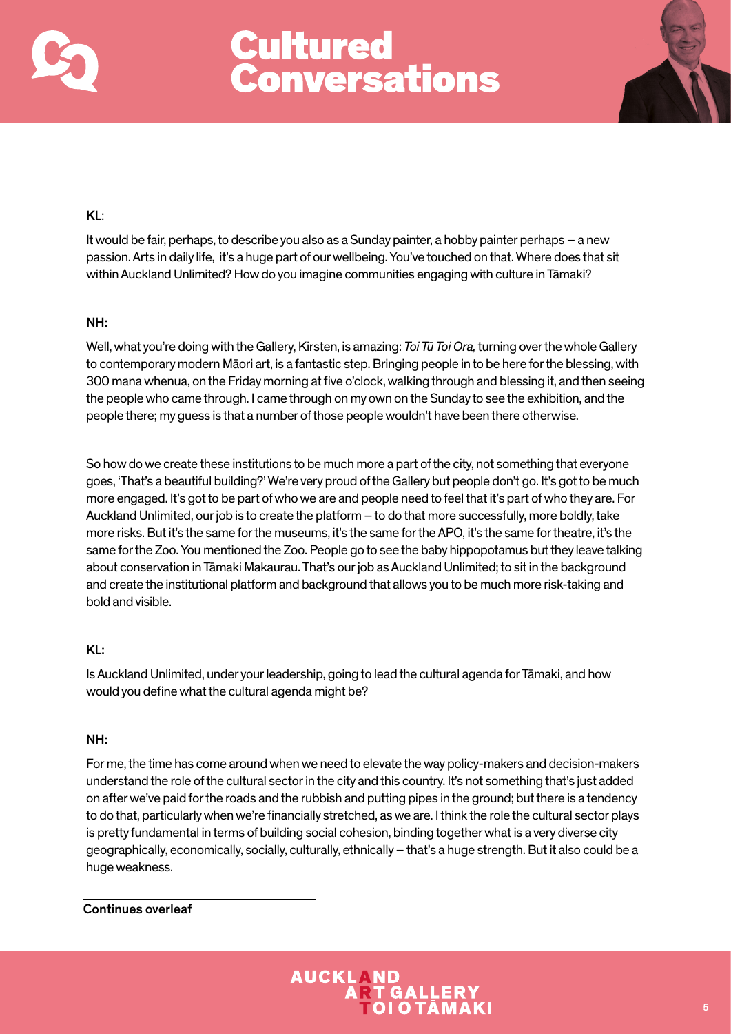**KL**:

It would be fair, perhaps, to describe you also as a Sunday painter, a hobby painter perhaps – a new passion. Arts in daily life, it's a huge part of our wellbeing. You've touched on that. Where does that sit within Auckland Unlimited? How do you imagine communities engaging with culture in Tāmaki?

**NH:**

Well, what you're doing with the Gallery, Kirsten, is amazing: *Toi Tū Toi Ora,* turning over the whole Gallery to contemporary modern Māori art, is a fantastic step. Bringing people in to be here for the blessing, with 300 mana whenua, on the Friday morning at five o'clock, walking through and blessing it, and then seeing the people who came through. I came through on my own on the Sunday to see the exhibition, and the people there; my guess is that a number of those people wouldn't have been there otherwise.

So how do we create these institutions to be much more a part of the city, not something that everyone goes, 'That's a beautiful building?' We're very proud of the Gallery but people don't go. It's got to be much more engaged. It's got to be part of who we are and people need to feel that it's part of who they are. For Auckland Unlimited, our job is to create the platform – to do that more successfully, more boldly, take more risks. But it's the same for the museums, it's the same for the APO, it's the same for theatre, it's the same for the Zoo. You mentioned the Zoo. People go to see the baby hippopotamus but they leave talking about conservation in Tāmaki Makaurau. That's our job as Auckland Unlimited; to sit in the background and create the institutional platform and background that allows you to be much more risk-taking and bold and visible.

**KL:**

Is Auckland Unlimited, under your leadership, going to lead the cultural agenda for Tāmaki, and how would you define what the cultural agenda might be?

**NH:**

For me, the time has come around when we need to elevate the way policy-makers and decision-makers understand the role of the cultural sector in the city and this country. It's not something that's just added on after we've paid for the roads and the rubbish and putting pipes in the ground; but there is a tendency to do that, particularly when we're financially stretched, as we are. I think the role the cultural sector plays is pretty fundamental in terms of building social cohesion, binding together what is a very diverse city geographically, economically, socially, culturally, ethnically – that's a huge strength. But it also could be a huge weakness.

Continues overleaf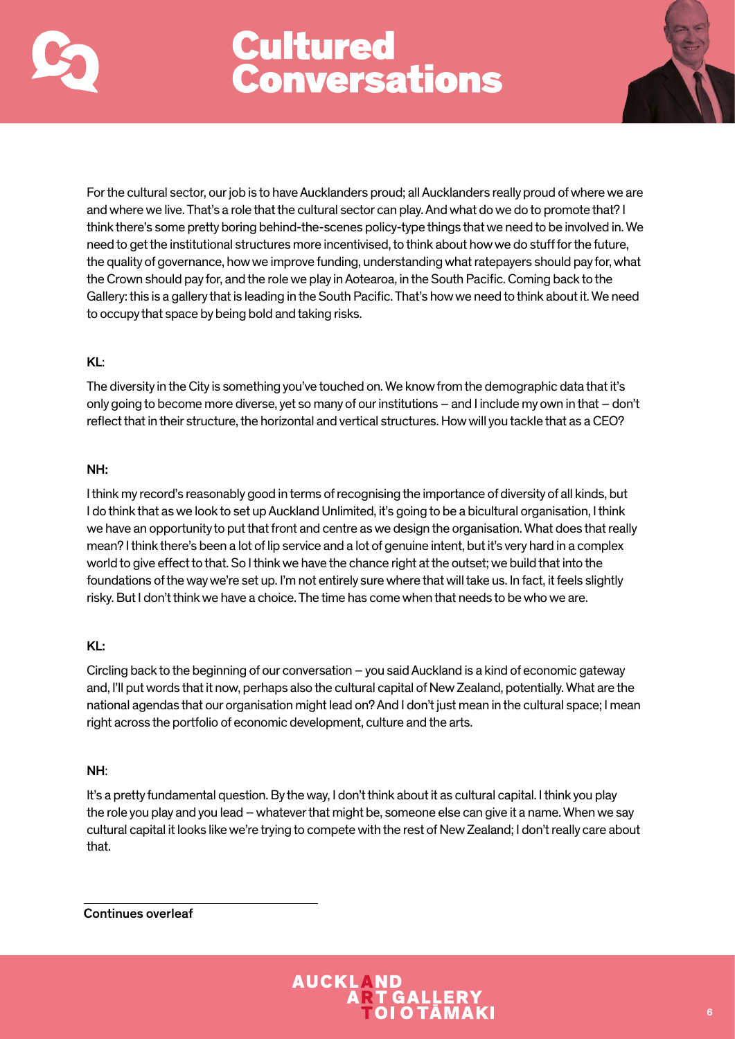For the cultural sector, our job is to have Aucklanders proud; all Aucklanders really proud of where we are and where we live. That's a role that the cultural sector can play. And what do we do to promote that? I think there's some pretty boring behind-the-scenes policy-type things that we need to be involved in. We need to get the institutional structures more incentivised, to think about how we do stuff for the future, the quality of governance, how we improve funding, understanding what ratepayers should pay for, what the Crown should pay for, and the role we play in Aotearoa, in the South Pacific. Coming back to the Gallery: this is a gallery that is leading in the South Pacific. That's how we need to think about it. We need to occupy that space by being bold and taking risks.

**KL**:

The diversity in the City is something you've touched on. We know from the demographic data that it's only going to become more diverse, yet so many of our institutions – and I include my own in that – don't reflect that in their structure, the horizontal and vertical structures. How will you tackle that as a CEO?

**NH:**

I think my record's reasonably good in terms of recognising the importance of diversity of all kinds, but I do think that as we look to set up Auckland Unlimited, it's going to be a bicultural organisation, I think we have an opportunity to put that front and centre as we design the organisation. What does that really mean? I think there's been a lot of lip service and a lot of genuine intent, but it's very hard in a complex world to give effect to that. So I think we have the chance right at the outset; we build that into the foundations of the way we're set up. I'm not entirely sure where that will take us. In fact, it feels slightly risky. But I don't think we have a choice. The time has come when that needs to be who we are.

**KL:**

Circling back to the beginning of our conversation – you said Auckland is a kind of economic gateway and, I'll put words that it now, perhaps also the cultural capital of New Zealand, potentially. What are the national agendas that our organisation might lead on? And I don't just mean in the cultural space; I mean right across the portfolio of economic development, culture and the arts.

**NH**:

It's a pretty fundamental question. By the way, I don't think about it as cultural capital. I think you play the role you play and you lead – whatever that might be, someone else can give it a name. When we say cultural capital it looks like we're trying to compete with the rest of New Zealand; I don't really care about that.

Continues overleaf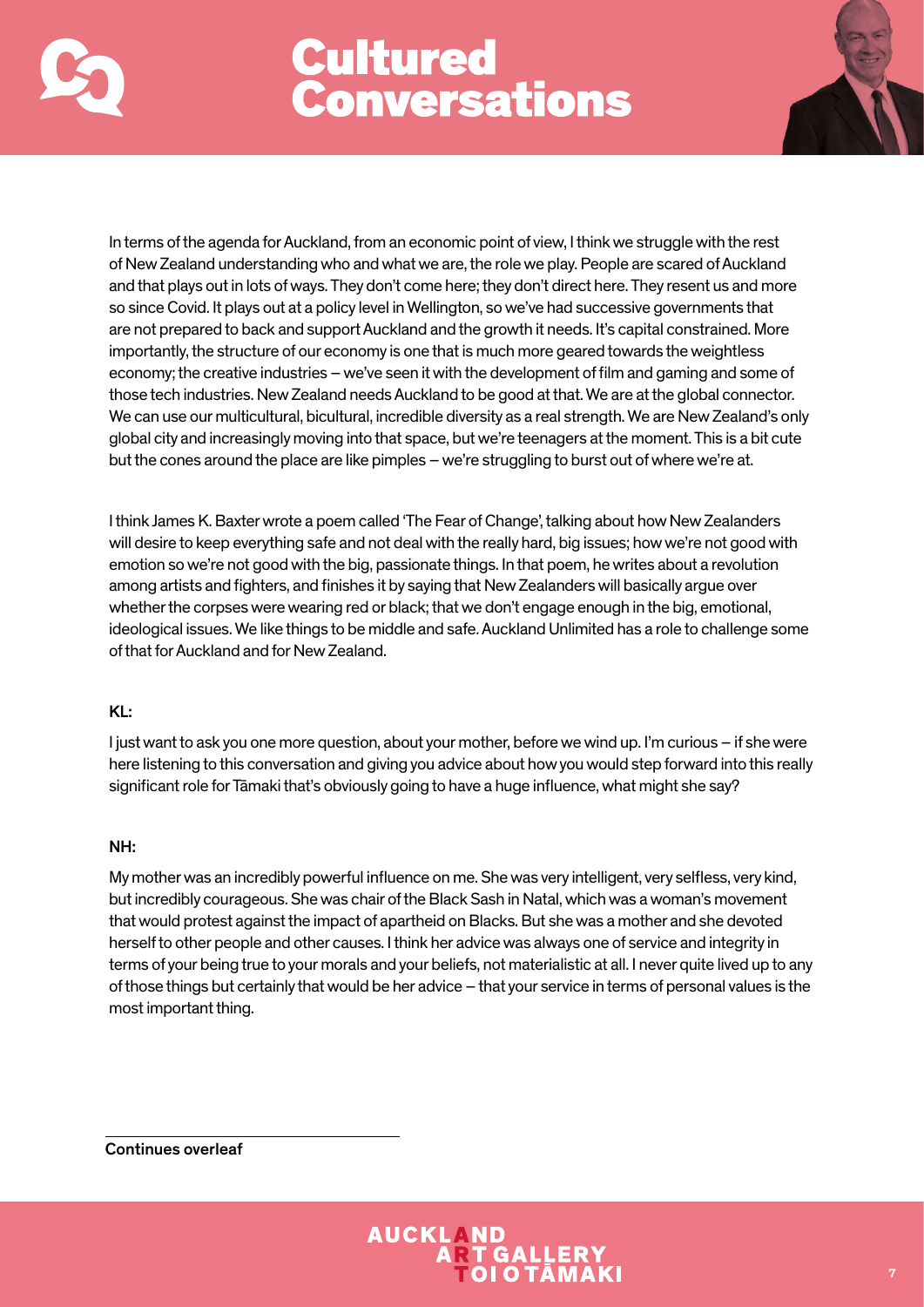In terms of the agenda for Auckland, from an economic point of view, I think we struggle with the rest of New Zealand understanding who and what we are, the role we play. People are scared of Auckland and that plays out in lots of ways. They don't come here; they don't direct here. They resent us and more so since Covid. It plays out at a policy level in Wellington, so we've had successive governments that are not prepared to back and support Auckland and the growth it needs. It's capital constrained. More importantly, the structure of our economy is one that is much more geared towards the weightless economy; the creative industries – we've seen it with the development of film and gaming and some of those tech industries. New Zealand needs Auckland to be good at that. We are at the global connector. We can use our multicultural, bicultural, incredible diversity as a real strength. We are New Zealand's only global city and increasingly moving into that space, but we're teenagers at the moment. This is a bit cute but the cones around the place are like pimples – we're struggling to burst out of where we're at.

I think James K. Baxter wrote a poem called 'The Fear of Change', talking about how New Zealanders will desire to keep everything safe and not deal with the really hard, big issues; how we're not good with emotion so we're not good with the big, passionate things. In that poem, he writes about a revolution among artists and fighters, and finishes it by saying that New Zealanders will basically argue over whether the corpses were wearing red or black; that we don't engage enough in the big, emotional, ideological issues. We like things to be middle and safe. Auckland Unlimited has a role to challenge some of that for Auckland and for New Zealand.

**KL:**

I just want to ask you one more question, about your mother, before we wind up. I'm curious – if she were here listening to this conversation and giving you advice about how you would step forward into this really significant role for Tāmaki that's obviously going to have a huge influence, what might she say?

**NH:**

My mother was an incredibly powerful influence on me. She was very intelligent, very selfless, very kind, but incredibly courageous. She was chair of the Black Sash in Natal, which was a woman's movement that would protest against the impact of apartheid on Blacks. But she was a mother and she devoted herself to other people and other causes. I think her advice was always one of service and integrity in terms of your being true to your morals and your beliefs, not materialistic at all. I never quite lived up to any of those things but certainly that would be her advice – that your service in terms of personal values is the most important thing.

**Continues overleaf**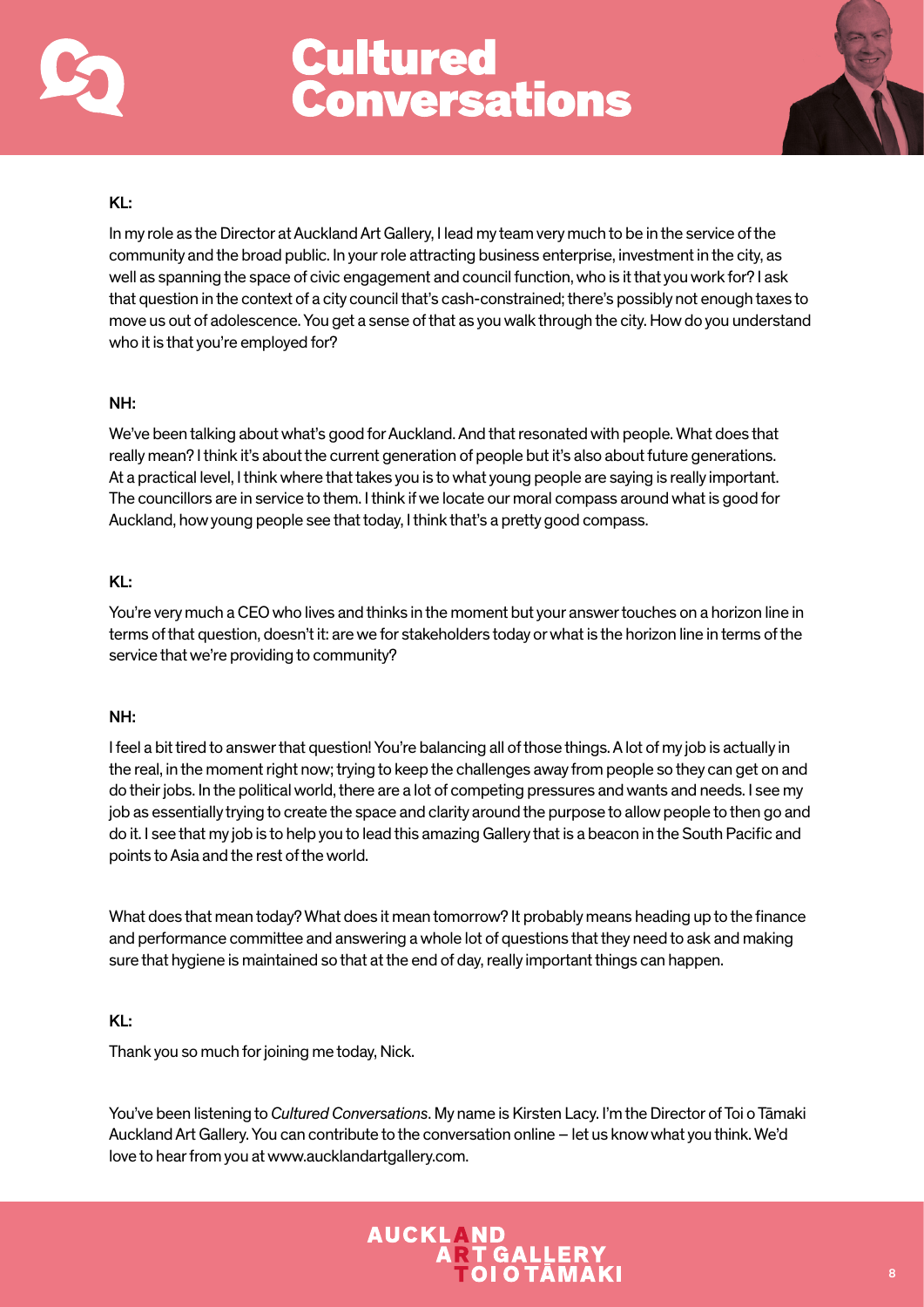**KL:**

In my role as the Director at Auckland Art Gallery, I lead my team very much to be in the service of the community and the broad public. In your role attracting business enterprise, investment in the city, as well as spanning the space of civic engagement and council function, who is it that you work for? I ask that question in the context of a city council that's cash-constrained; there's possibly not enough taxes to move us out of adolescence. You get a sense of that as you walk through the city. How do you understand who it is that you're employed for?

**NH:**

We've been talking about what's good for Auckland. And that resonated with people. What does that really mean? I think it's about the current generation of people but it's also about future generations. At a practical level, I think where that takes you is to what young people are saying is really important. The councillors are in service to them. I think if we locate our moral compass around what is good for Auckland, how young people see that today, I think that's a pretty good compass.

**KL:**

You're very much a CEO who lives and thinks in the moment but your answer touches on a horizon line in terms of that question, doesn't it: are we for stakeholders today or what is the horizon line in terms of the service that we're providing to community?

**NH:**

I feel a bit tired to answer that question! You're balancing all of those things. A lot of my job is actually in the real, in the moment right now; trying to keep the challenges away from people so they can get on and do their jobs. In the political world, there are a lot of competing pressures and wants and needs. I see my job as essentially trying to create the space and clarity around the purpose to allow people to then go and do it. I see that my job is to help you to lead this amazing Gallery that is a beacon in the South Pacific and points to Asia and the rest of the world.

What does that mean today? What does it mean tomorrow? It probably means heading up to the finance and performance committee and answering a whole lot of questions that they need to ask and making sure that hygiene is maintained so that at the end of day, really important things can happen.

**KL:**

Thank you so much for joining me today, Nick.

You've been listening to *Cultured Conversations*. My name is Kirsten Lacy. I'm the Director of Toi o Tāmaki Auckland Art Gallery. You can contribute to the conversation online – let us know what you think. We'd love to hear from you at www.aucklandartgallery.com.